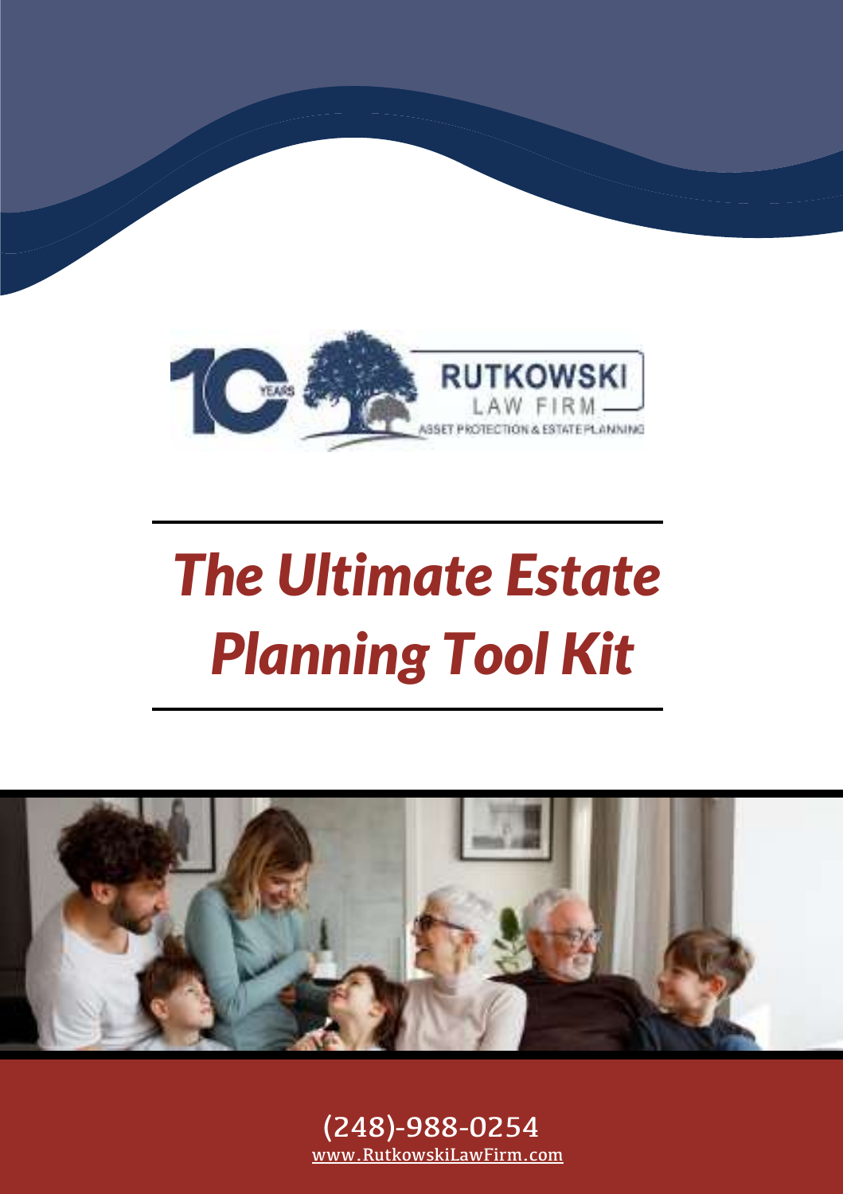10 YEARS

RUTKOWSKI LAW FIRM

ASSET PROTECTION & ESTATE PLANNING

# *The Ultimate Estate Planning Tool Kit*

(248)-988-0254

www.RutkowskiLawFirm.com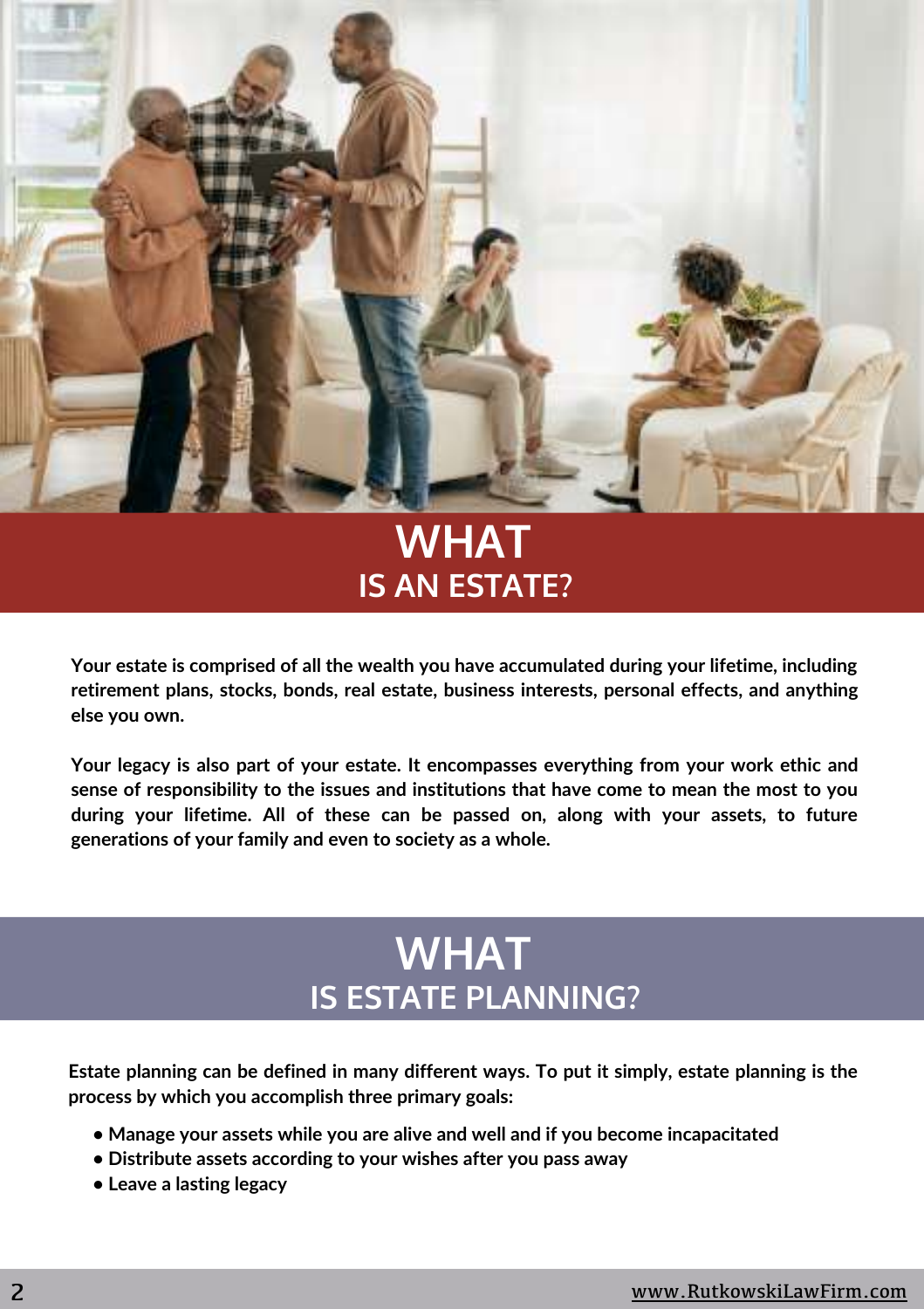# WHAT IS AN ESTATE?

**Your estate is comprised of all the wealth you have accumulated during your lifetime, including retirement plans, stocks, bonds, real estate, business interests, personal effects, and anything else you own.**

**Your legacy is also part of your estate. It encompasses everything from your work ethic and sense of responsibility to the issues and institutions that have come to mean the most to you during your lifetime. All of these can be passed on, along with your assets, to future generations of your family and even to society as a whole.**

# WHAT IS ESTATE PLANNING?

**Estate planning can be defined in many different ways. To put it simply, estate planning is the process by which you accomplish three primary goals:**

- **Manage your assets while you are alive and well and if you become incapacitated**
- **Distribute assets according to your wishes after you pass away**
- **Leave a lasting legacy**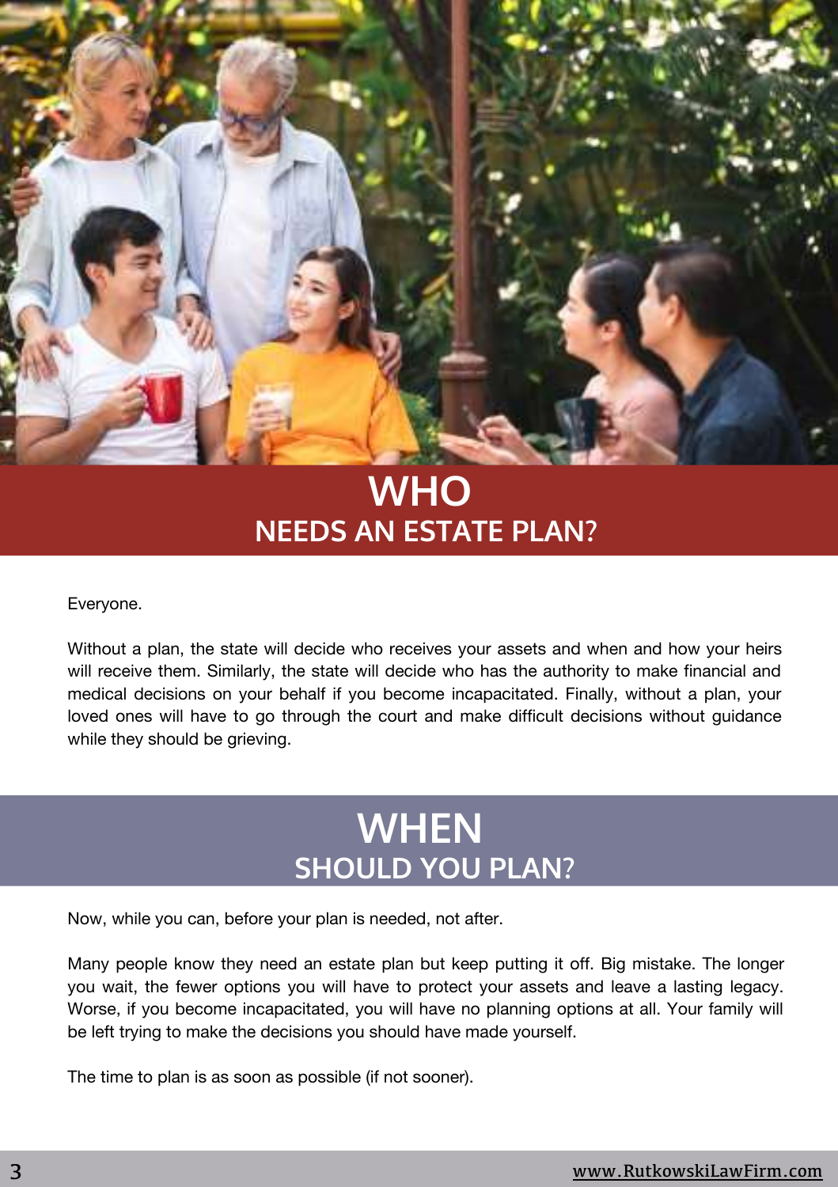## WHO NEEDS AN ESTATE PLAN?

Everyone.

Without a plan, the state will decide who receives your assets and when and how your heirs will receive them. Similarly, the state will decide who has the authority to make financial and medical decisions on your behalf if you become incapacitated. Finally, without a plan, your loved ones will have to go through the court and make difficult decisions without guidance while they should be grieving.

## WHEN SHOULD YOU PLAN?

Now, while you can, before your plan is needed, not after.

Many people know they need an estate plan but keep putting it off. Big mistake. The longer you wait, the fewer options you will have to protect your assets and leave a lasting legacy. Worse, if you become incapacitated, you will have no planning options at all. Your family will be left trying to make the decisions you should have made yourself.

The time to plan is as soon as possible (if not sooner).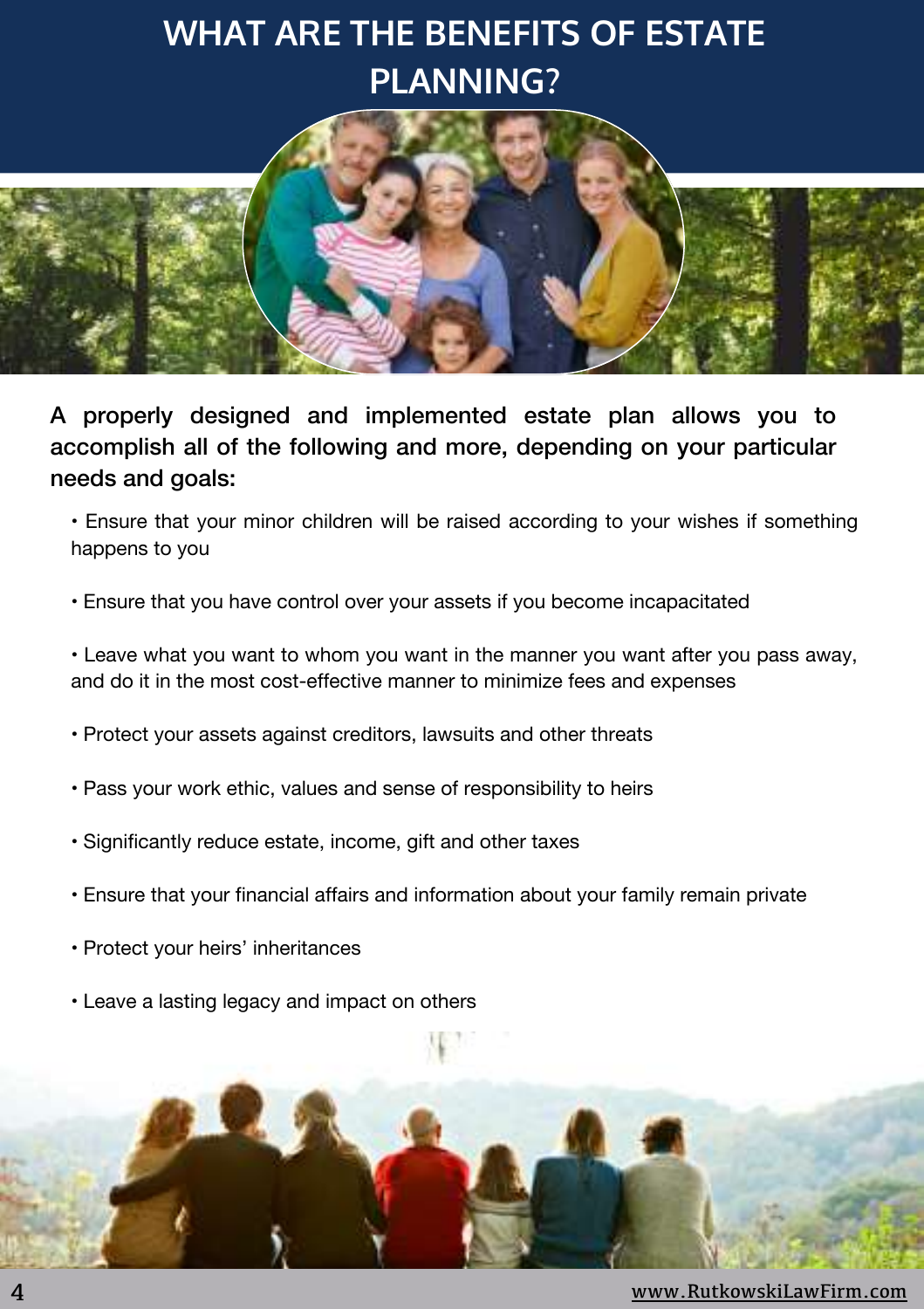# WHAT ARE THE BENEFITS OF ESTATE PLANNING?

**A properly designed and implemented estate plan allows you to accomplish all of the following and more, depending on your particular needs and goals:**

- Ensure that your minor children will be raised according to your wishes if something happens to you
- Ensure that you have control over your assets if you become incapacitated
- Leave what you want to whom you want in the manner you want after you pass away, and do it in the most cost-effective manner to minimize fees and expenses
- Protect your assets against creditors, lawsuits and other threats
- Pass your work ethic, values and sense of responsibility to heirs
- Significantly reduce estate, income, gift and other taxes
- Ensure that your financial affairs and information about your family remain private
- Protect your heirs' inheritances
- Leave a lasting legacy and impact on others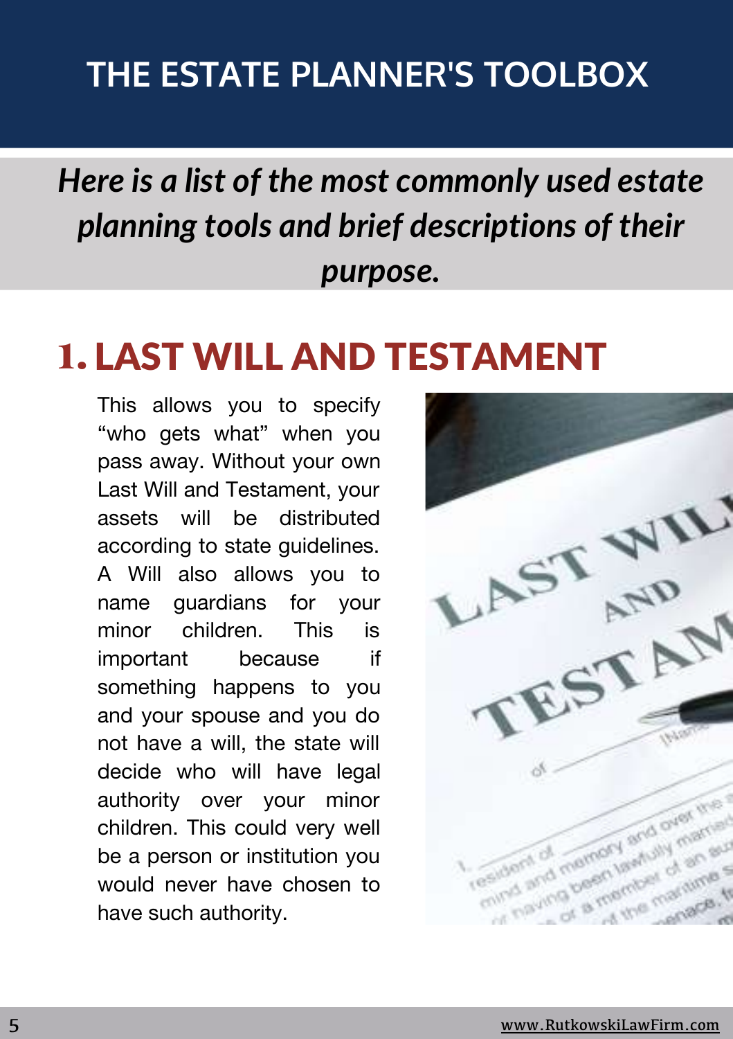# THE ESTATE PLANNER'S TOOLBOX

***Here is a list of the most commonly used estate planning tools and brief descriptions of their purpose.***

## 1. LAST WILL AND TESTAMENT

This allows you to specify “who gets what” when you pass away. Without your own Last Will and Testament, your assets will be distributed according to state guidelines. A Will also allows you to name guardians for your minor children. This is important because if something happens to you and your spouse and you do not have a will, the state will decide who will have legal authority over your minor children. This could very well be a person or institution you would never have chosen to have such authority.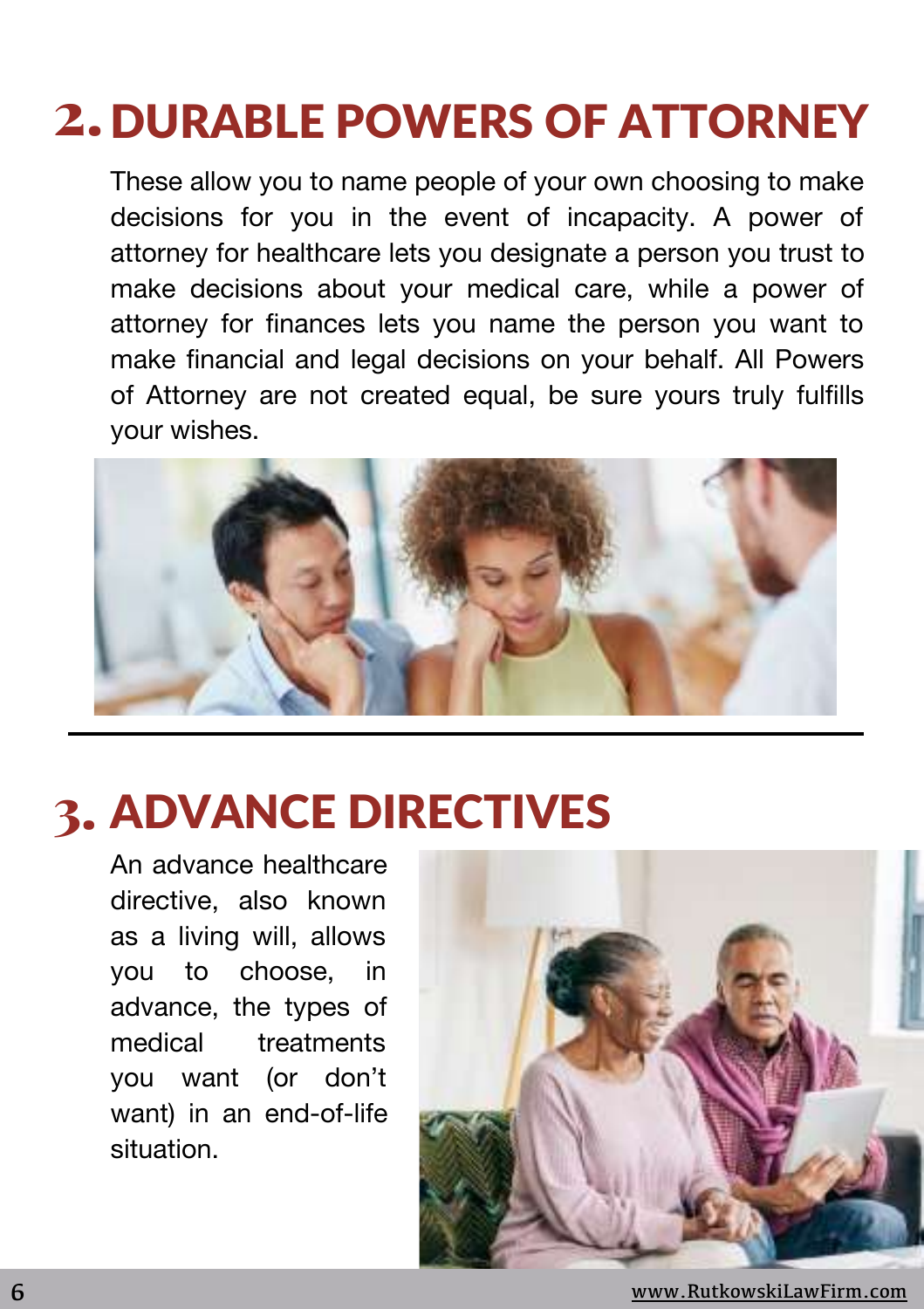## 2. DURABLE POWERS OF ATTORNEY

These allow you to name people of your own choosing to make decisions for you in the event of incapacity. A power of attorney for healthcare lets you designate a person you trust to make decisions about your medical care, while a power of attorney for finances lets you name the person you want to make financial and legal decisions on your behalf. All Powers of Attorney are not created equal, be sure yours truly fulfills your wishes.

---

## 3. ADVANCE DIRECTIVES

An advance healthcare directive, also known as a living will, allows you to choose, in advance, the types of medical treatments you want (or don't want) in an end-of-life situation.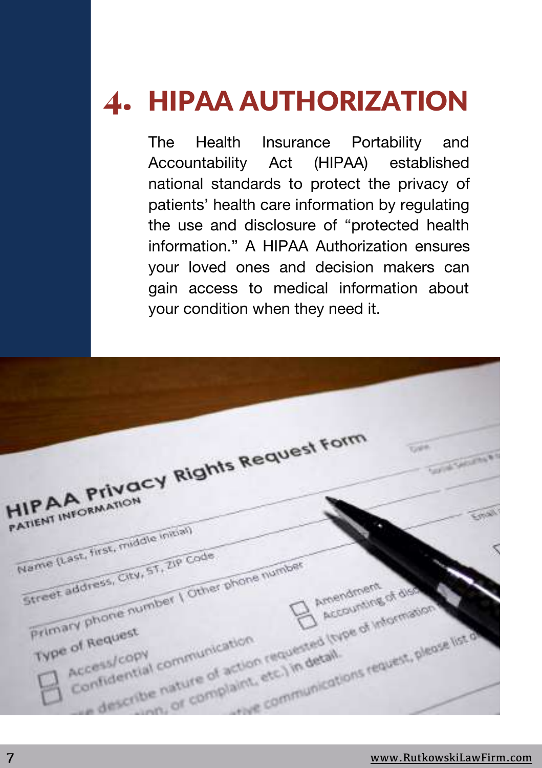# 4. HIPAA AUTHORIZATION

The Health Insurance Portability and Accountability Act (HIPAA) established national standards to protect the privacy of patients' health care information by regulating the use and disclosure of "protected health information." A HIPAA Authorization ensures your loved ones and decision makers can gain access to medical information about your condition when they need it.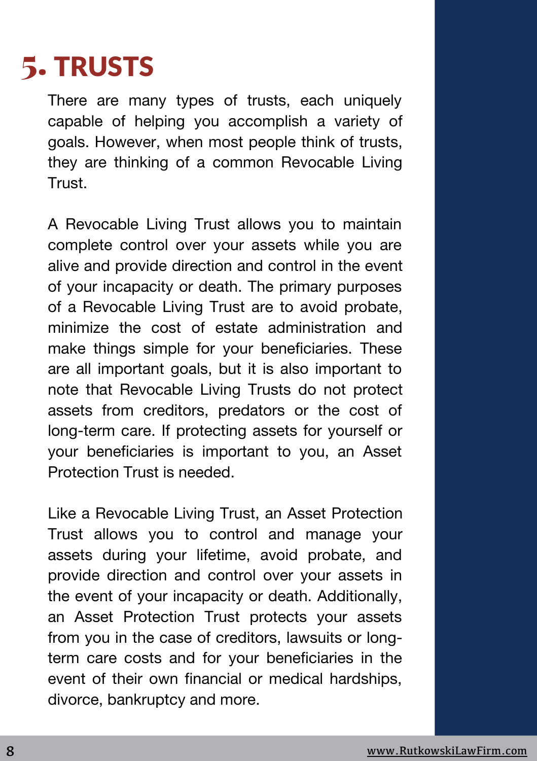# 5. TRUSTS

There are many types of trusts, each uniquely capable of helping you accomplish a variety of goals. However, when most people think of trusts, they are thinking of a common Revocable Living Trust.

A Revocable Living Trust allows you to maintain complete control over your assets while you are alive and provide direction and control in the event of your incapacity or death. The primary purposes of a Revocable Living Trust are to avoid probate, minimize the cost of estate administration and make things simple for your beneficiaries. These are all important goals, but it is also important to note that Revocable Living Trusts do not protect assets from creditors, predators or the cost of long-term care. If protecting assets for yourself or your beneficiaries is important to you, an Asset Protection Trust is needed.

Like a Revocable Living Trust, an Asset Protection Trust allows you to control and manage your assets during your lifetime, avoid probate, and provide direction and control over your assets in the event of your incapacity or death. Additionally, an Asset Protection Trust protects your assets from you in the case of creditors, lawsuits or long-term care costs and for your beneficiaries in the event of their own financial or medical hardships, divorce, bankruptcy and more.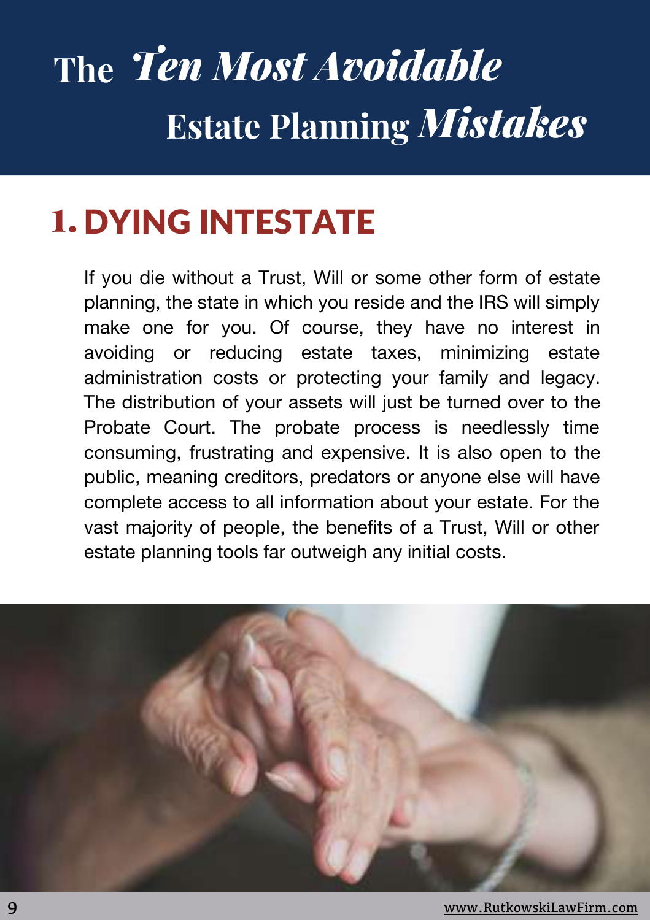# The *Ten Most Avoidable* Estate Planning *Mistakes*

## 1. DYING INTESTATE

If you die without a Trust, Will or some other form of estate planning, the state in which you reside and the IRS will simply make one for you. Of course, they have no interest in avoiding or reducing estate taxes, minimizing estate administration costs or protecting your family and legacy. The distribution of your assets will just be turned over to the Probate Court. The probate process is needlessly time consuming, frustrating and expensive. It is also open to the public, meaning creditors, predators or anyone else will have complete access to all information about your estate. For the vast majority of people, the benefits of a Trust, Will or other estate planning tools far outweigh any initial costs.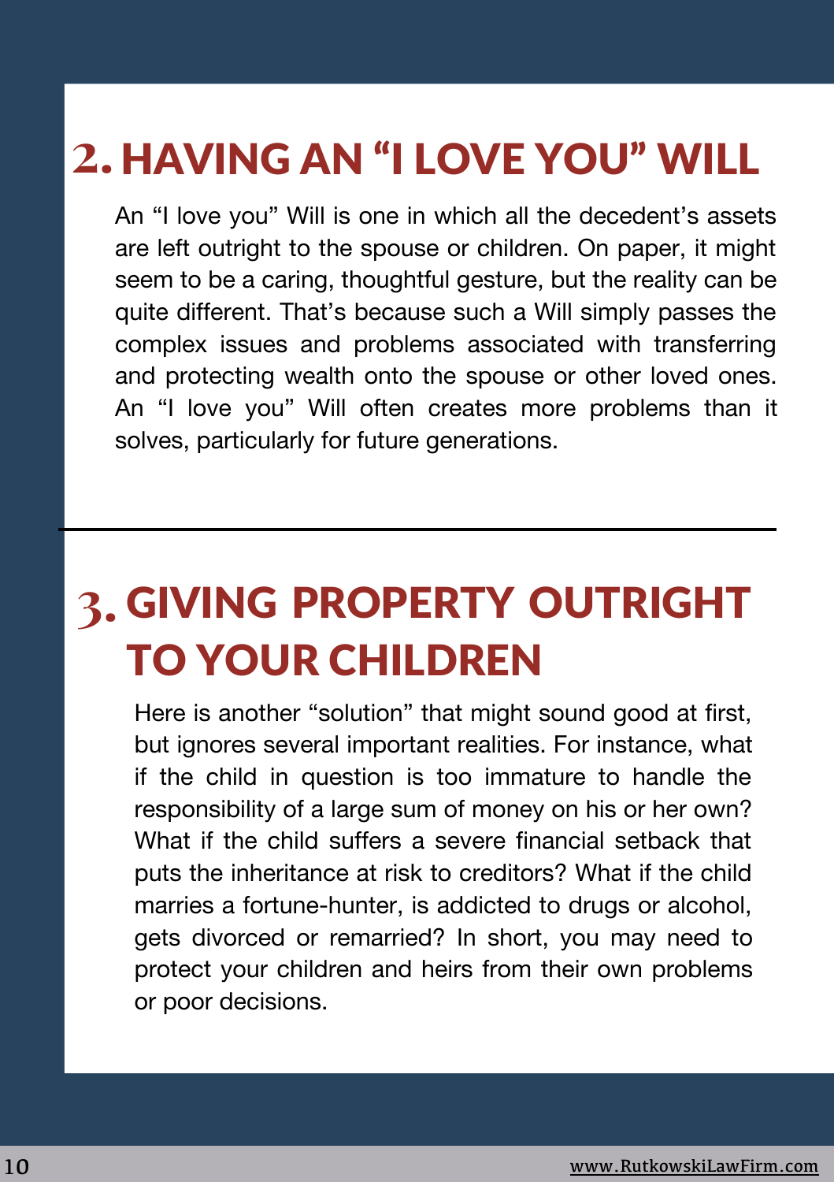## 2. HAVING AN "I LOVE YOU" WILL

An "I love you" Will is one in which all the decedent's assets are left outright to the spouse or children. On paper, it might seem to be a caring, thoughtful gesture, but the reality can be quite different. That's because such a Will simply passes the complex issues and problems associated with transferring and protecting wealth onto the spouse or other loved ones. An "I love you" Will often creates more problems than it solves, particularly for future generations.

---

## 3. GIVING PROPERTY OUTRIGHT TO YOUR CHILDREN

Here is another "solution" that might sound good at first, but ignores several important realities. For instance, what if the child in question is too immature to handle the responsibility of a large sum of money on his or her own? What if the child suffers a severe financial setback that puts the inheritance at risk to creditors? What if the child marries a fortune-hunter, is addicted to drugs or alcohol, gets divorced or remarried? In short, you may need to protect your children and heirs from their own problems or poor decisions.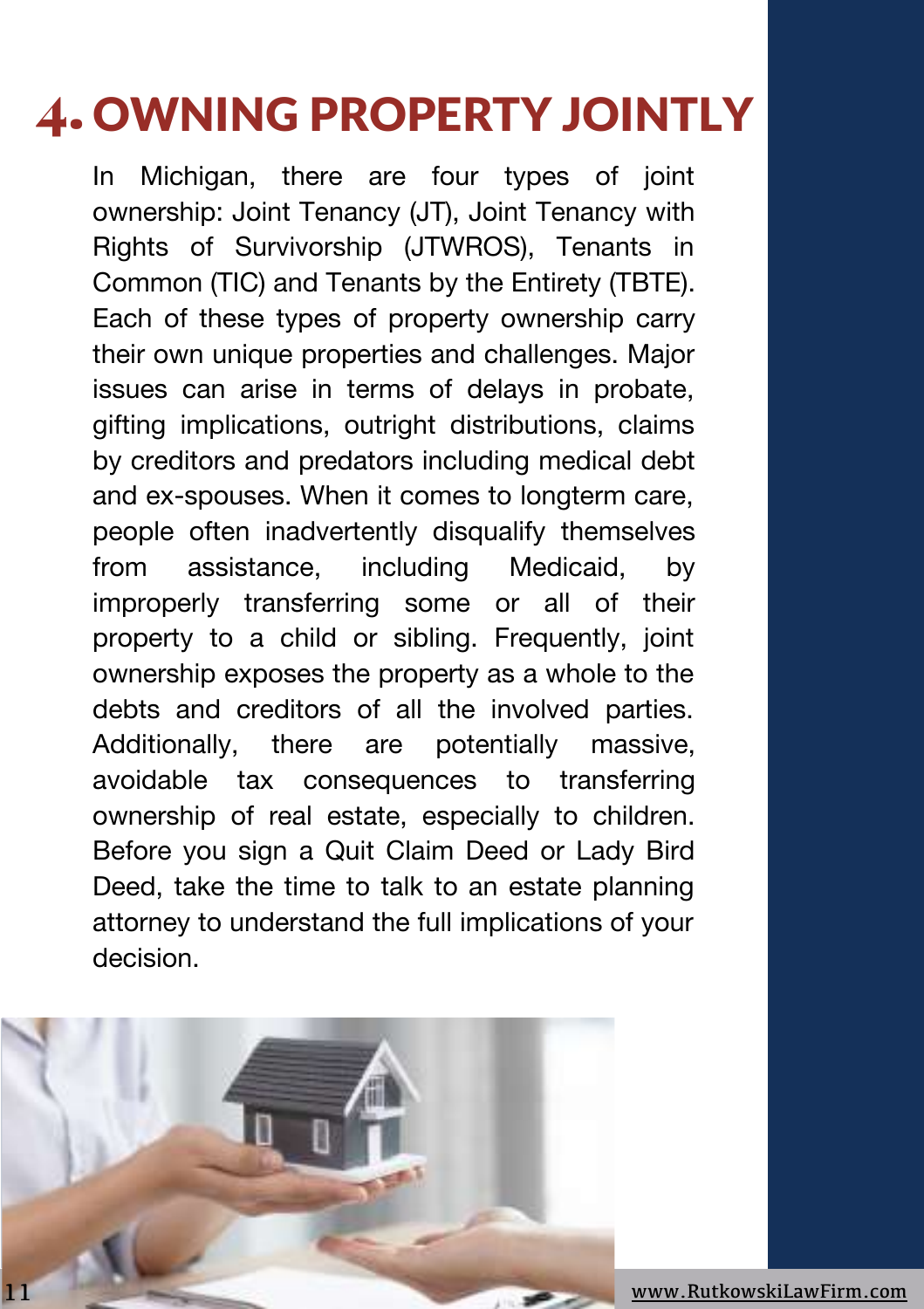# 4. OWNING PROPERTY JOINTLY

In Michigan, there are four types of joint ownership: Joint Tenancy (JT), Joint Tenancy with Rights of Survivorship (JTWROS), Tenants in Common (TIC) and Tenants by the Entirety (TBTE). Each of these types of property ownership carry their own unique properties and challenges. Major issues can arise in terms of delays in probate, gifting implications, outright distributions, claims by creditors and predators including medical debt and ex-spouses. When it comes to longterm care, people often inadvertently disqualify themselves from assistance, including Medicaid, by improperly transferring some or all of their property to a child or sibling. Frequently, joint ownership exposes the property as a whole to the debts and creditors of all the involved parties. Additionally, there are potentially massive, avoidable tax consequences to transferring ownership of real estate, especially to children. Before you sign a Quit Claim Deed or Lady Bird Deed, take the time to talk to an estate planning attorney to understand the full implications of your decision.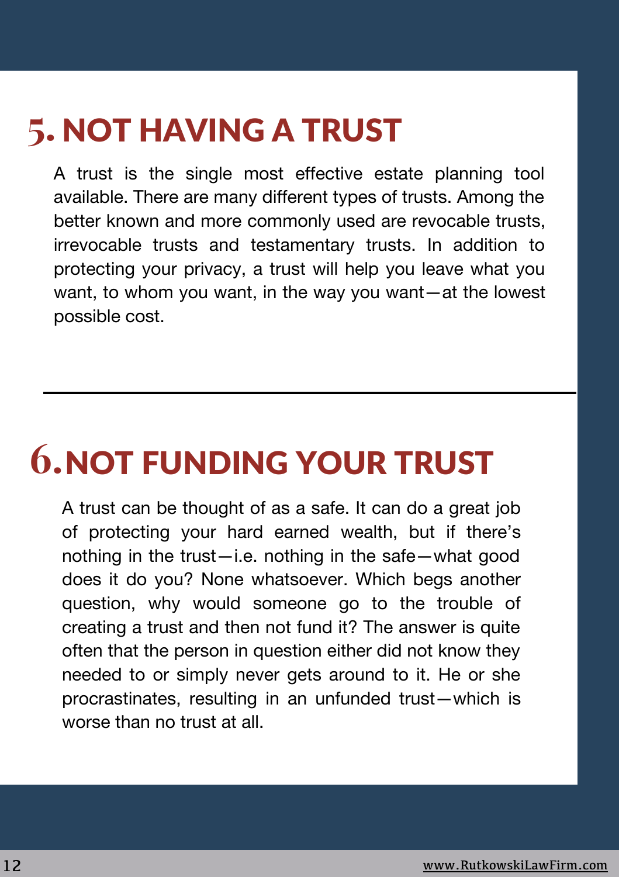## 5. NOT HAVING A TRUST

A trust is the single most effective estate planning tool available. There are many different types of trusts. Among the better known and more commonly used are revocable trusts, irrevocable trusts and testamentary trusts. In addition to protecting your privacy, a trust will help you leave what you want, to whom you want, in the way you want—at the lowest possible cost.

---

## 6. NOT FUNDING YOUR TRUST

A trust can be thought of as a safe. It can do a great job of protecting your hard earned wealth, but if there's nothing in the trust—i.e. nothing in the safe—what good does it do you? None whatsoever. Which begs another question, why would someone go to the trouble of creating a trust and then not fund it? The answer is quite often that the person in question either did not know they needed to or simply never gets around to it. He or she procrastinates, resulting in an unfunded trust—which is worse than no trust at all.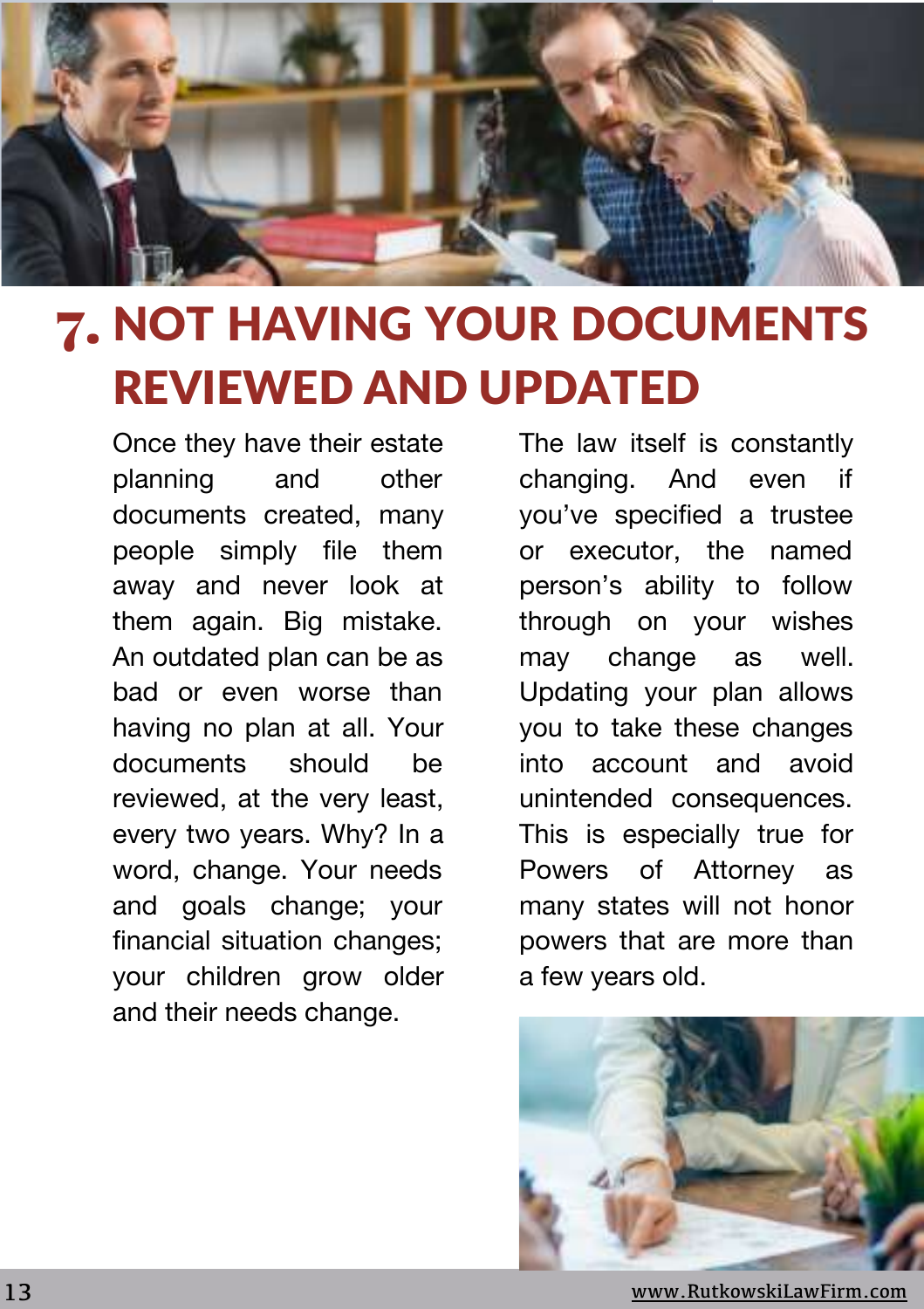# 7. NOT HAVING YOUR DOCUMENTS REVIEWED AND UPDATED

Once they have their estate planning and other documents created, many people simply file them away and never look at them again. Big mistake. An outdated plan can be as bad or even worse than having no plan at all. Your documents should be reviewed, at the very least, every two years. Why? In a word, change. Your needs and goals change; your financial situation changes; your children grow older and their needs change.

The law itself is constantly changing. And even if you've specified a trustee or executor, the named person's ability to follow through on your wishes may change as well. Updating your plan allows you to take these changes into account and avoid unintended consequences. This is especially true for Powers of Attorney as many states will not honor powers that are more than a few years old.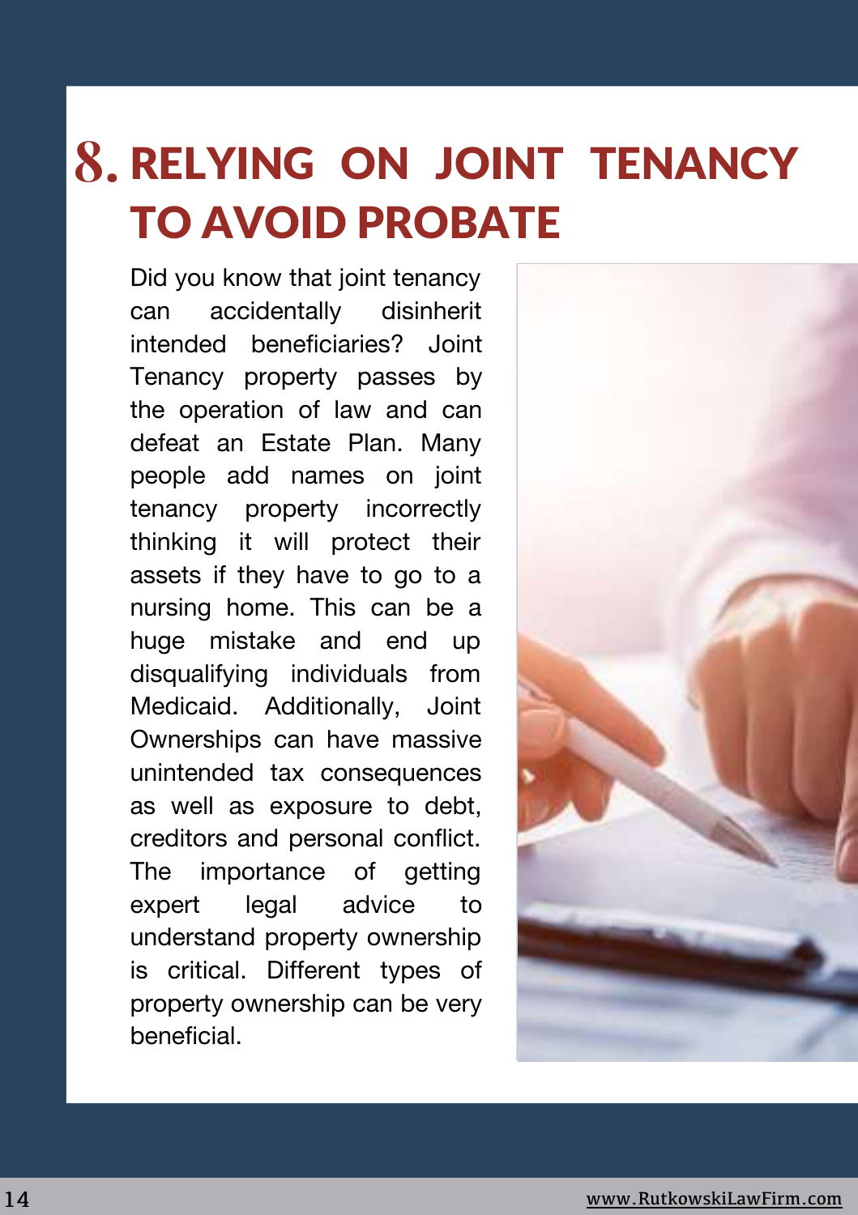# 8. RELYING ON JOINT TENANCY TO AVOID PROBATE

Did you know that joint tenancy can accidentally disinherit intended beneficiaries? Joint Tenancy property passes by the operation of law and can defeat an Estate Plan. Many people add names on joint tenancy property incorrectly thinking it will protect their assets if they have to go to a nursing home. This can be a huge mistake and end up disqualifying individuals from Medicaid. Additionally, Joint Ownerships can have massive unintended tax consequences as well as exposure to debt, creditors and personal conflict. The importance of getting expert legal advice to understand property ownership is critical. Different types of property ownership can be very beneficial.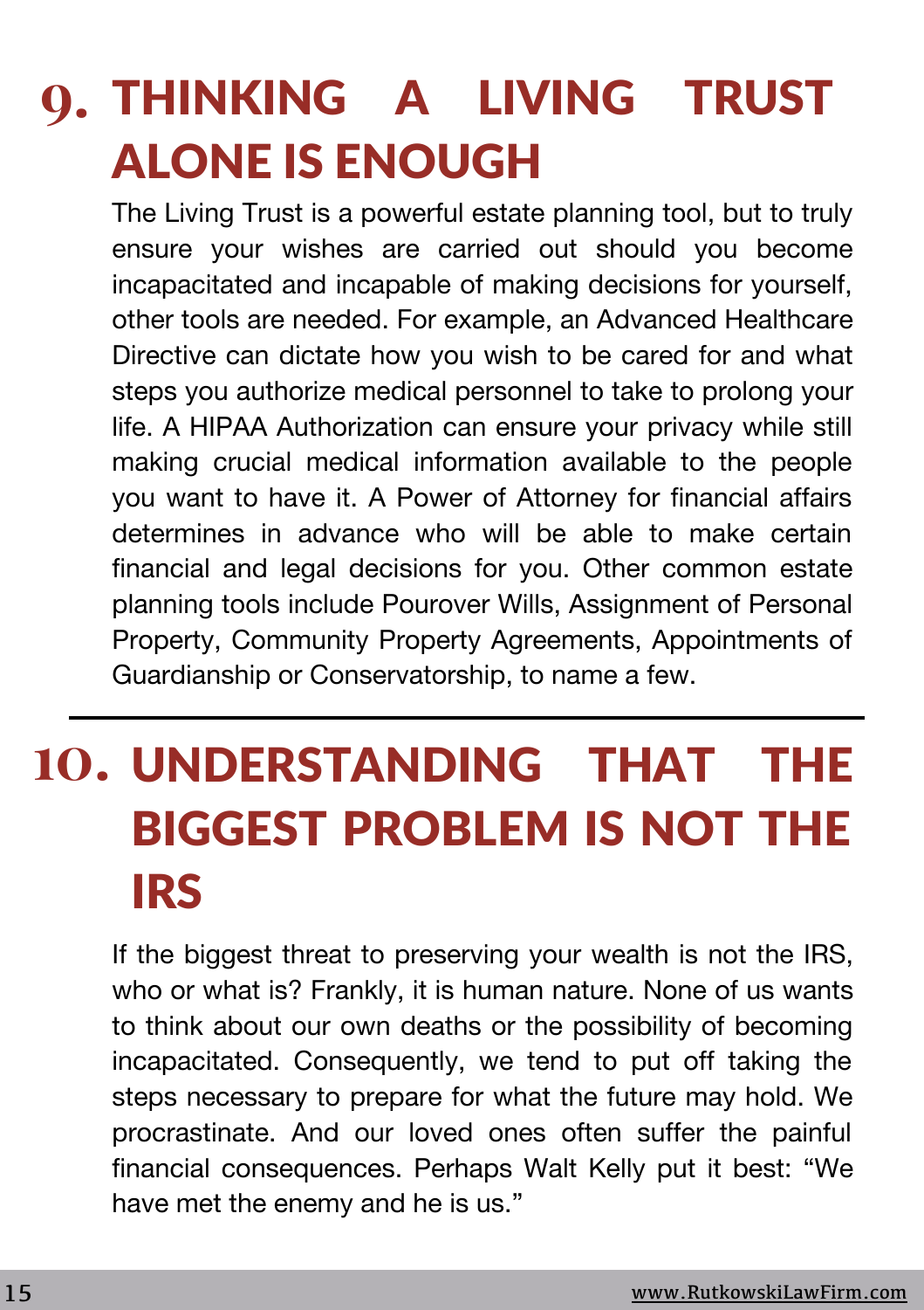## 9. THINKING A LIVING TRUST ALONE IS ENOUGH

The Living Trust is a powerful estate planning tool, but to truly ensure your wishes are carried out should you become incapacitated and incapable of making decisions for yourself, other tools are needed. For example, an Advanced Healthcare Directive can dictate how you wish to be cared for and what steps you authorize medical personnel to take to prolong your life. A HIPAA Authorization can ensure your privacy while still making crucial medical information available to the people you want to have it. A Power of Attorney for financial affairs determines in advance who will be able to make certain financial and legal decisions for you. Other common estate planning tools include Pourover Wills, Assignment of Personal Property, Community Property Agreements, Appointments of Guardianship or Conservatorship, to name a few.

---

## 10. UNDERSTANDING THAT THE BIGGEST PROBLEM IS NOT THE IRS

If the biggest threat to preserving your wealth is not the IRS, who or what is? Frankly, it is human nature. None of us wants to think about our own deaths or the possibility of becoming incapacitated. Consequently, we tend to put off taking the steps necessary to prepare for what the future may hold. We procrastinate. And our loved ones often suffer the painful financial consequences. Perhaps Walt Kelly put it best: "We have met the enemy and he is us."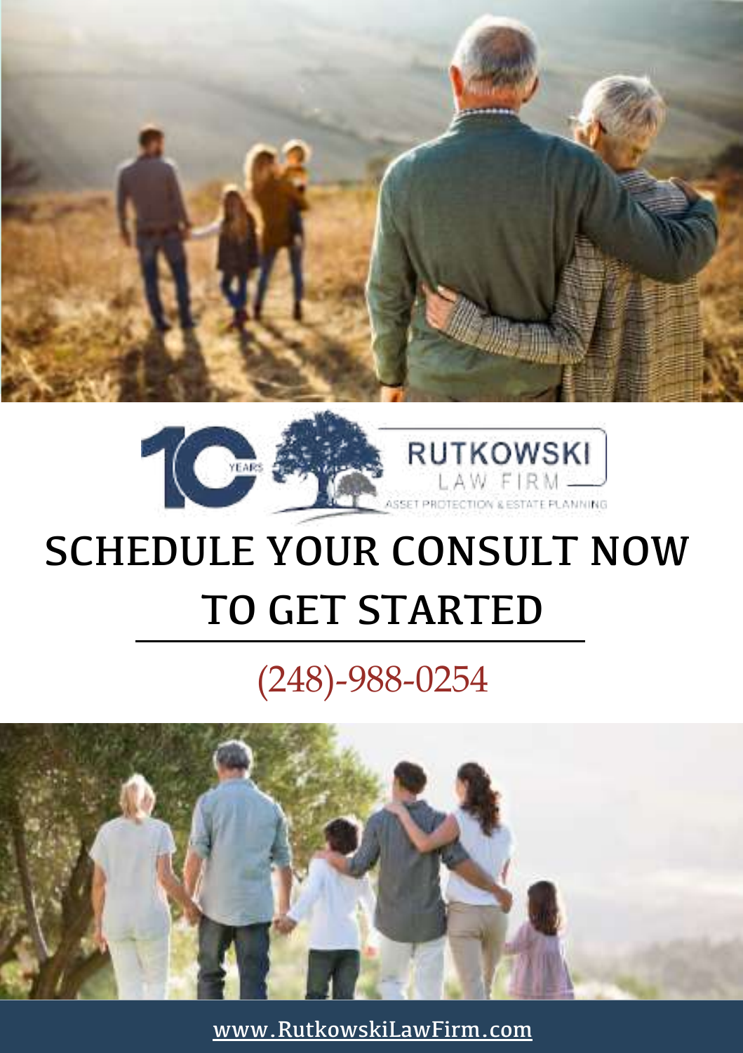# SCHEDULE YOUR CONSULT NOW TO GET STARTED

(248)-988-0254

www.RutkowskiLawFirm.com